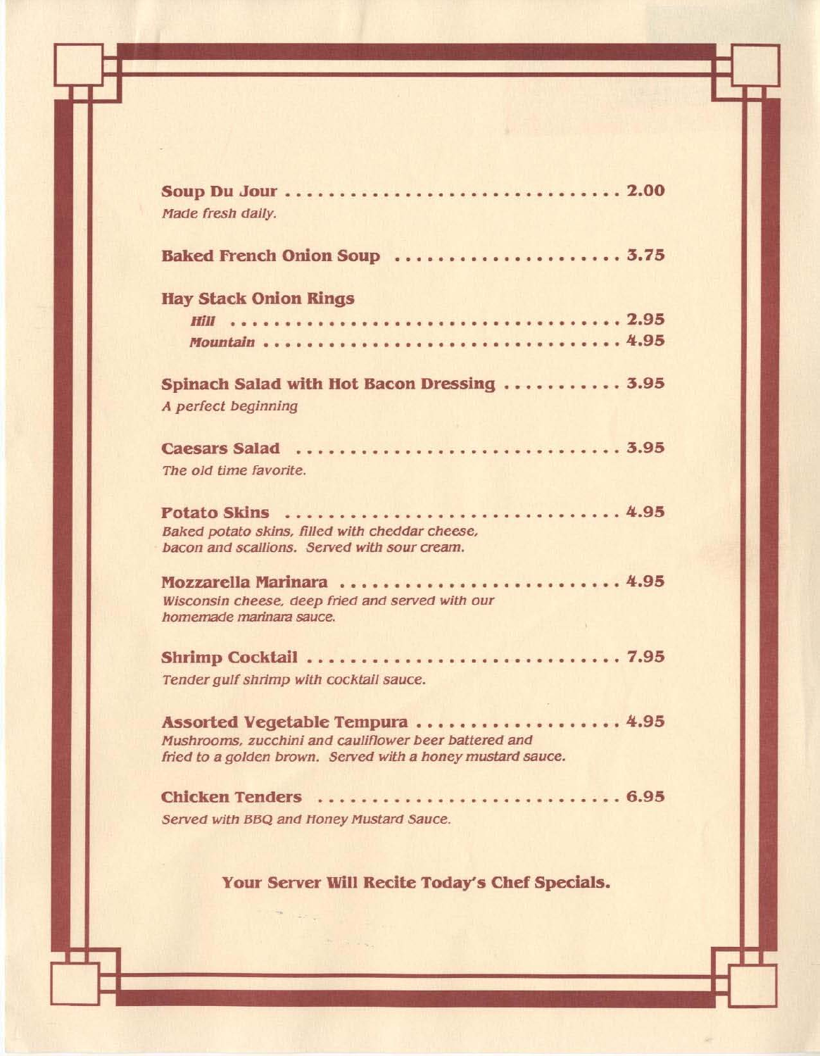**Soup Du Jour** .............................. 2.00
*Made fresh daily.*

**Baked French Onion Soup** .................... 3.75

**Hay Stack Onion Rings**
***Hill*** .................................. 2.95
***Mountain*** .............................. 4.95

**Spinach Salad with Hot Bacon Dressing** .......... 3.95
*A perfect beginning*

**Caesars Salad** ............................. 3.95
*The old time favorite.*

**Potato Skins** .............................. 4.95
*Baked potato skins, filled with cheddar cheese, bacon and scallions. Served with sour cream.*

**Mozzarella Marinara** ......................... 4.95
*Wisconsin cheese, deep fried and served with our homemade marinara sauce.*

**Shrimp Cocktail** ............................ 7.95
*Tender gulf shrimp with cocktail sauce.*

**Assorted Vegetable Tempura** ................... 4.95
*Mushrooms, zucchini and cauliflower beer battered and fried to a golden brown. Served with a honey mustard sauce.*

**Chicken Tenders** ........................... 6.95
*Served with BBQ and Honey Mustard Sauce.*

**Your Server Will Recite Today's Chef Specials.**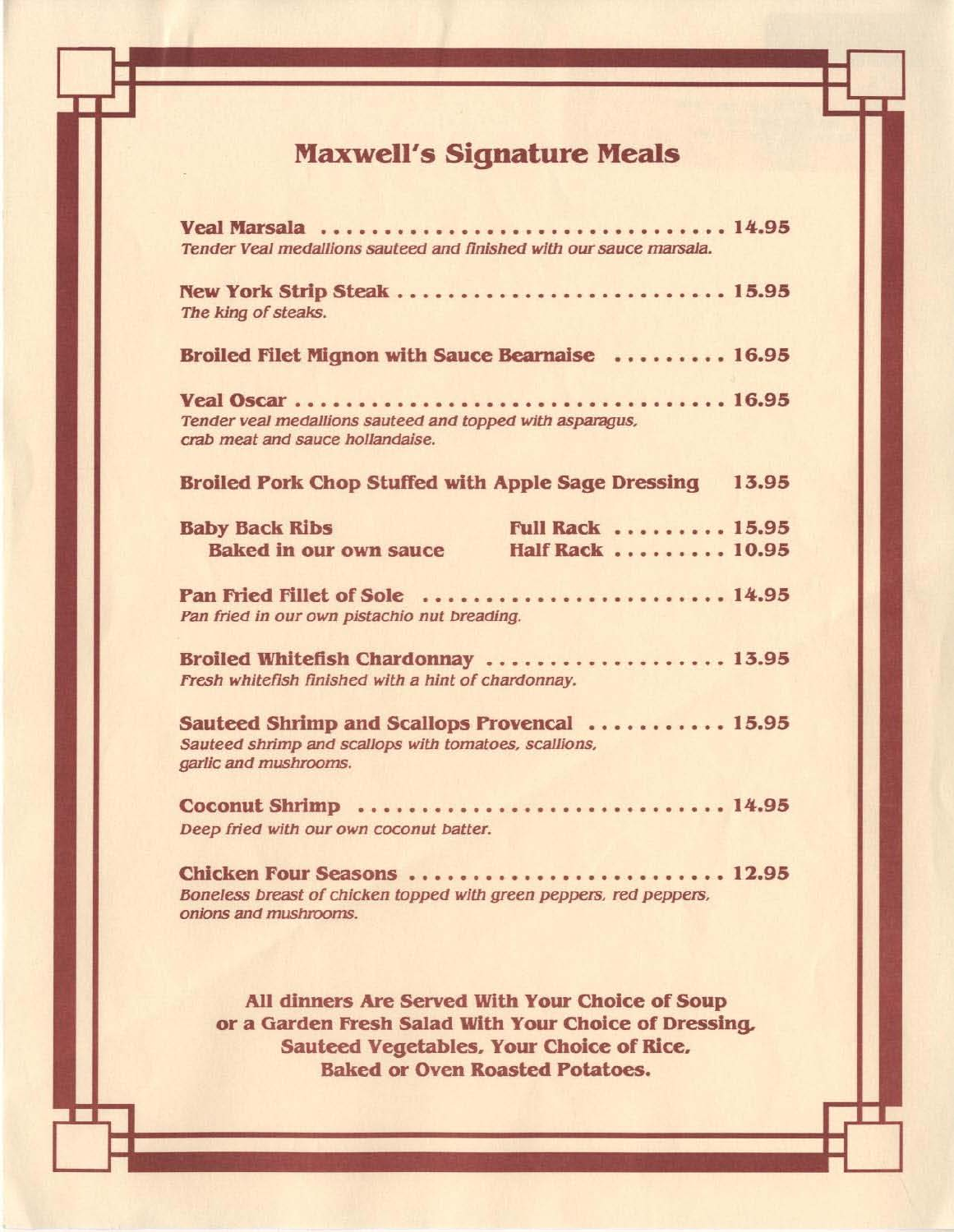# Maxwell's Signature Meals

**Veal Marsala** .................................. **14.95**
*Tender Veal medallions sauteed and finished with our sauce marsala.*

**New York Strip Steak** .......................... **15.95**
*The king of steaks.*

**Broiled Filet Mignon with Sauce Bearnaise** ......... **16.95**

**Veal Oscar** ...................................... **16.95**
*Tender veal medallions sauteed and topped with asparagus, crab meat and sauce hollandaise.*

**Broiled Pork Chop Stuffed with Apple Sage Dressing** **13.95**

**Baby Back Ribs** — **Full Rack** ......... **15.95**
**Baked in our own sauce** — **Half Rack** ......... **10.95**

**Pan Fried Fillet of Sole** ........................ **14.95**
*Pan fried in our own pistachio nut breading.*

**Broiled Whitefish Chardonnay** ................... **13.95**
*Fresh whitefish finished with a hint of chardonnay.*

**Sauteed Shrimp and Scallops Provencal** ........... **15.95**
*Sauteed shrimp and scallops with tomatoes, scallions, garlic and mushrooms.*

**Coconut Shrimp** ................................. **14.95**
*Deep fried with our own coconut batter.*

**Chicken Four Seasons** ........................... **12.95**
*Boneless breast of chicken topped with green peppers, red peppers, onions and mushrooms.*

**All dinners Are Served With Your Choice of Soup or a Garden Fresh Salad With Your Choice of Dressing, Sauteed Vegetables, Your Choice of Rice, Baked or Oven Roasted Potatoes.**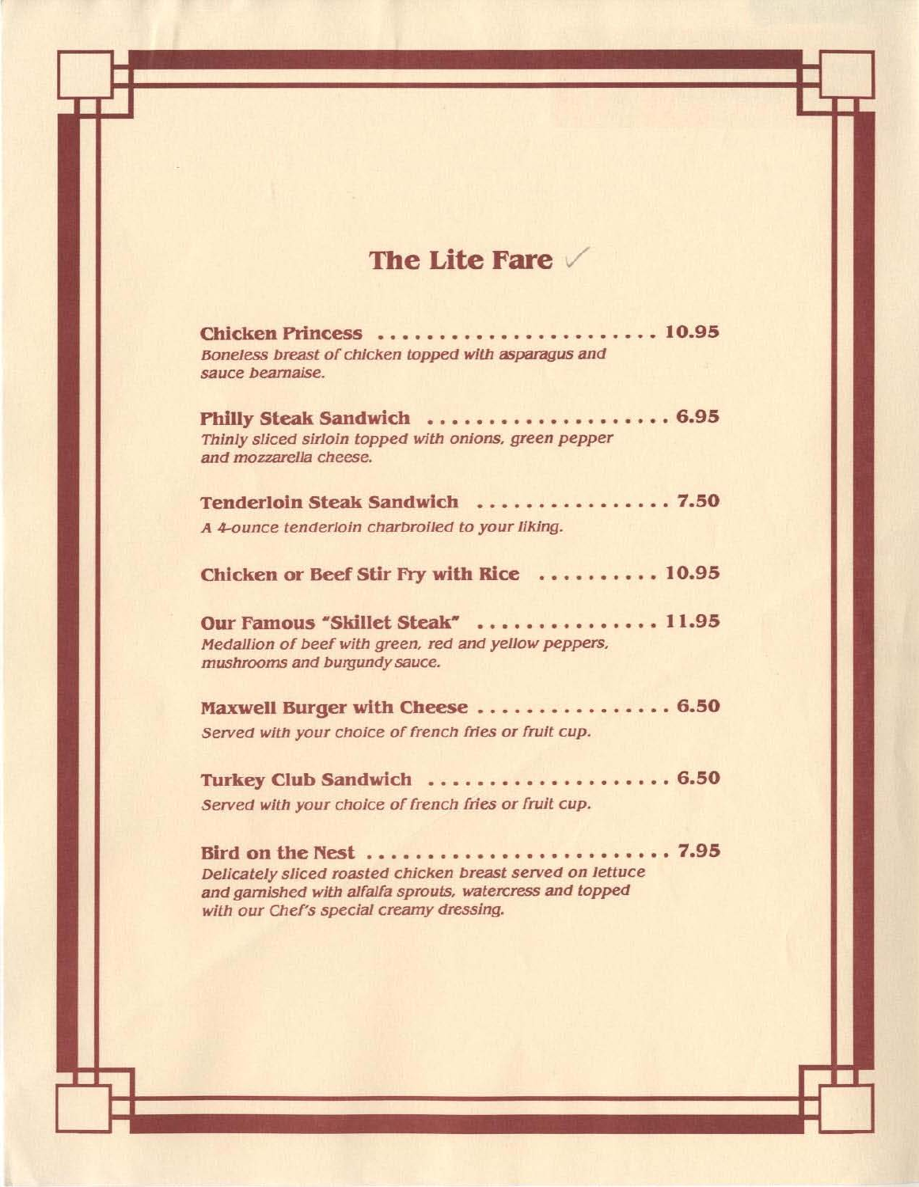# The Lite Fare ✓

**Chicken Princess** ...................... 10.95
*Boneless breast of chicken topped with asparagus and sauce bearnaise.*

**Philly Steak Sandwich** .................... 6.95
*Thinly sliced sirloin topped with onions, green pepper and mozzarella cheese.*

**Tenderloin Steak Sandwich** ................ 7.50
*A 4-ounce tenderloin charbroiled to your liking.*

**Chicken or Beef Stir Fry with Rice** .......... 10.95

**Our Famous "Skillet Steak"** ............... 11.95
*Medallion of beef with green, red and yellow peppers, mushrooms and burgundy sauce.*

**Maxwell Burger with Cheese** ................ 6.50
*Served with your choice of french fries or fruit cup.*

**Turkey Club Sandwich** .................... 6.50
*Served with your choice of french fries or fruit cup.*

**Bird on the Nest** ......................... 7.95
*Delicately sliced roasted chicken breast served on lettuce and garnished with alfalfa sprouts, watercress and topped with our Chef's special creamy dressing.*